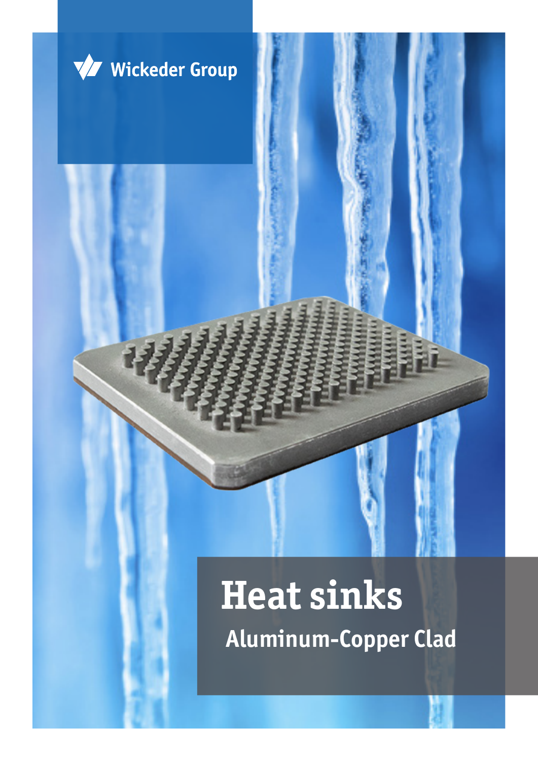Wickeder Group

# Heat sinks

## Aluminum-Copper Clad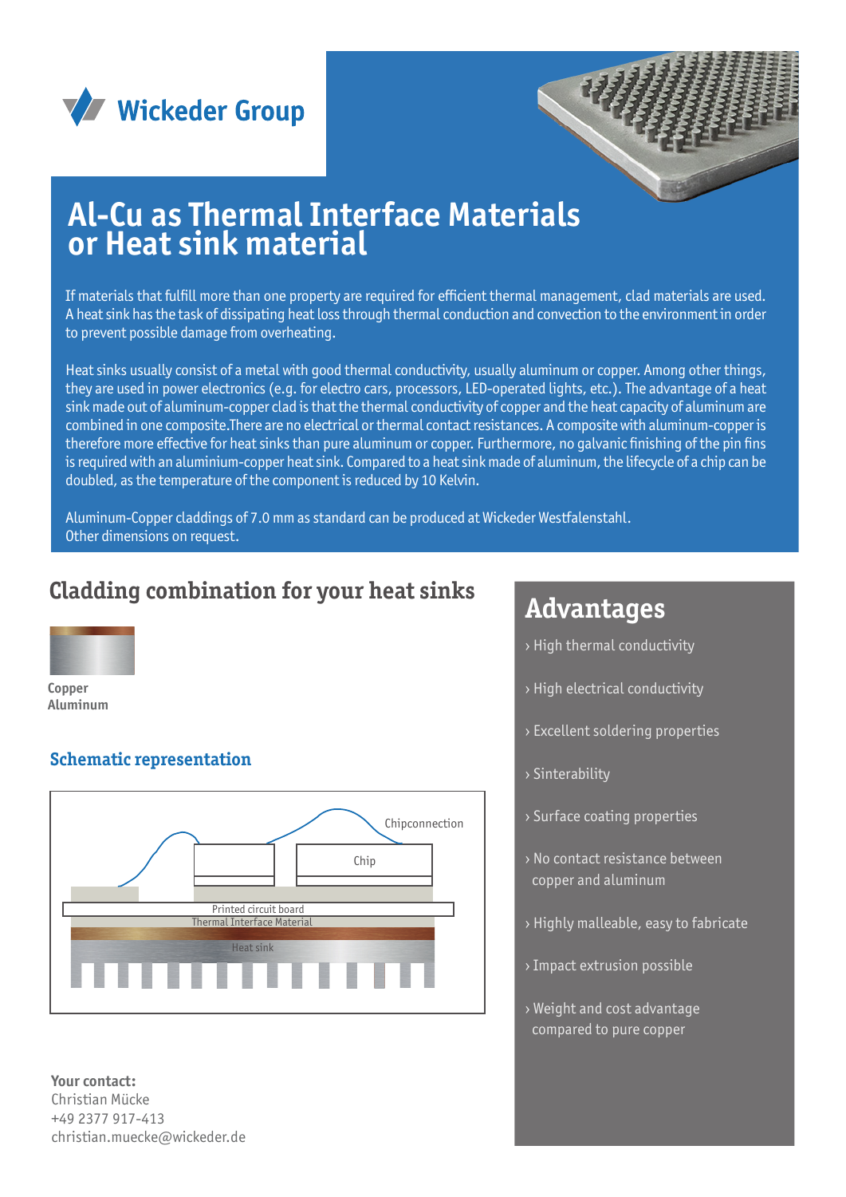Wickeder Group

# Al-Cu as Thermal Interface Materials or Heat sink material

If materials that fulfill more than one property are required for efficient thermal management, clad materials are used. A heat sink has the task of dissipating heat loss through thermal conduction and convection to the environment in order to prevent possible damage from overheating.

Heat sinks usually consist of a metal with good thermal conductivity, usually aluminum or copper. Among other things, they are used in power electronics (e.g. for electro cars, processors, LED-operated lights, etc.). The advantage of a heat sink made out of aluminum-copper clad is that the thermal conductivity of copper and the heat capacity of aluminum are combined in one composite.There are no electrical or thermal contact resistances. A composite with aluminum-copper is therefore more effective for heat sinks than pure aluminum or copper. Furthermore, no galvanic finishing of the pin fins is required with an aluminium-copper heat sink. Compared to a heat sink made of aluminum, the lifecycle of a chip can be doubled, as the temperature of the component is reduced by 10 Kelvin.

Aluminum-Copper claddings of 7.0 mm as standard can be produced at Wickeder Westfalenstahl.
Other dimensions on request.

## Cladding combination for your heat sinks

**Copper**
**Aluminum**

### Schematic representation

Chipconnection
Chip
Printed circuit board
Thermal Interface Material
Heat sink

## Advantages

- High thermal conductivity
- High electrical conductivity
- Excellent soldering properties
- Sinterability
- Surface coating properties
- No contact resistance between copper and aluminum
- Highly malleable, easy to fabricate
- Impact extrusion possible
- Weight and cost advantage compared to pure copper

**Your contact:**
Christian Mücke
+49 2377 917-413
christian.muecke@wickeder.de